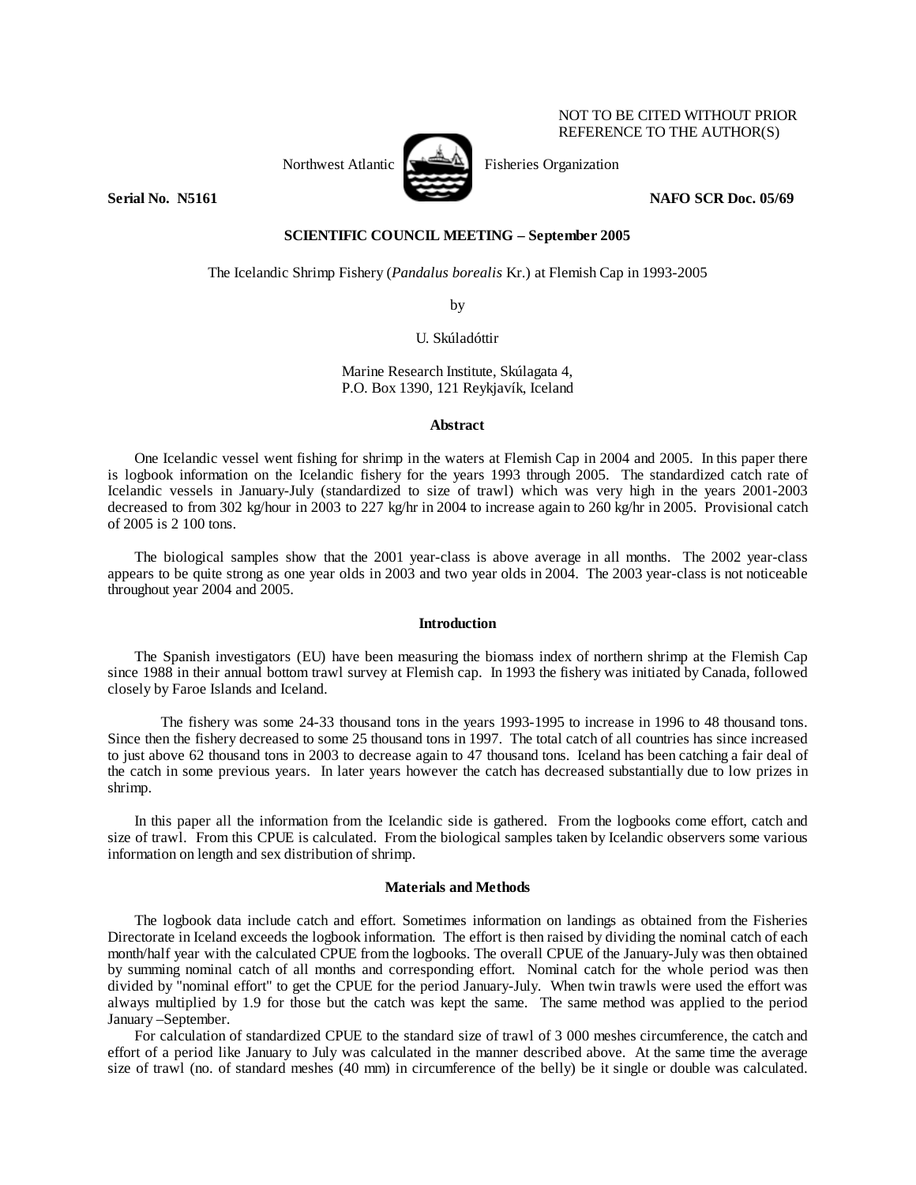NOT TO BE CITED WITHOUT PRIOR REFERENCE TO THE AUTHOR(S)

Northwest Atlantic Fisheries Organization

**Serial No. N5161** **NAFO SCR Doc. 05/69**

**SCIENTIFIC COUNCIL MEETING – September 2005**

The Icelandic Shrimp Fishery (*Pandalus borealis* Kr.) at Flemish Cap in 1993-2005

by

U. Skúladóttir

Marine Research Institute, Skúlagata 4,
P.O. Box 1390, 121 Reykjavík, Iceland

## Abstract

One Icelandic vessel went fishing for shrimp in the waters at Flemish Cap in 2004 and 2005. In this paper there is logbook information on the Icelandic fishery for the years 1993 through 2005. The standardized catch rate of Icelandic vessels in January-July (standardized to size of trawl) which was very high in the years 2001-2003 decreased to from 302 kg/hour in 2003 to 227 kg/hr in 2004 to increase again to 260 kg/hr in 2005. Provisional catch of 2005 is 2 100 tons.

The biological samples show that the 2001 year-class is above average in all months. The 2002 year-class appears to be quite strong as one year olds in 2003 and two year olds in 2004. The 2003 year-class is not noticeable throughout year 2004 and 2005.

## Introduction

The Spanish investigators (EU) have been measuring the biomass index of northern shrimp at the Flemish Cap since 1988 in their annual bottom trawl survey at Flemish cap. In 1993 the fishery was initiated by Canada, followed closely by Faroe Islands and Iceland.

The fishery was some 24-33 thousand tons in the years 1993-1995 to increase in 1996 to 48 thousand tons. Since then the fishery decreased to some 25 thousand tons in 1997. The total catch of all countries has since increased to just above 62 thousand tons in 2003 to decrease again to 47 thousand tons. Iceland has been catching a fair deal of the catch in some previous years. In later years however the catch has decreased substantially due to low prizes in shrimp.

In this paper all the information from the Icelandic side is gathered. From the logbooks come effort, catch and size of trawl. From this CPUE is calculated. From the biological samples taken by Icelandic observers some various information on length and sex distribution of shrimp.

## Materials and Methods

The logbook data include catch and effort. Sometimes information on landings as obtained from the Fisheries Directorate in Iceland exceeds the logbook information. The effort is then raised by dividing the nominal catch of each month/half year with the calculated CPUE from the logbooks. The overall CPUE of the January-July was then obtained by summing nominal catch of all months and corresponding effort. Nominal catch for the whole period was then divided by "nominal effort" to get the CPUE for the period January-July. When twin trawls were used the effort was always multiplied by 1.9 for those but the catch was kept the same. The same method was applied to the period January –September.

For calculation of standardized CPUE to the standard size of trawl of 3 000 meshes circumference, the catch and effort of a period like January to July was calculated in the manner described above. At the same time the average size of trawl (no. of standard meshes (40 mm) in circumference of the belly) be it single or double was calculated.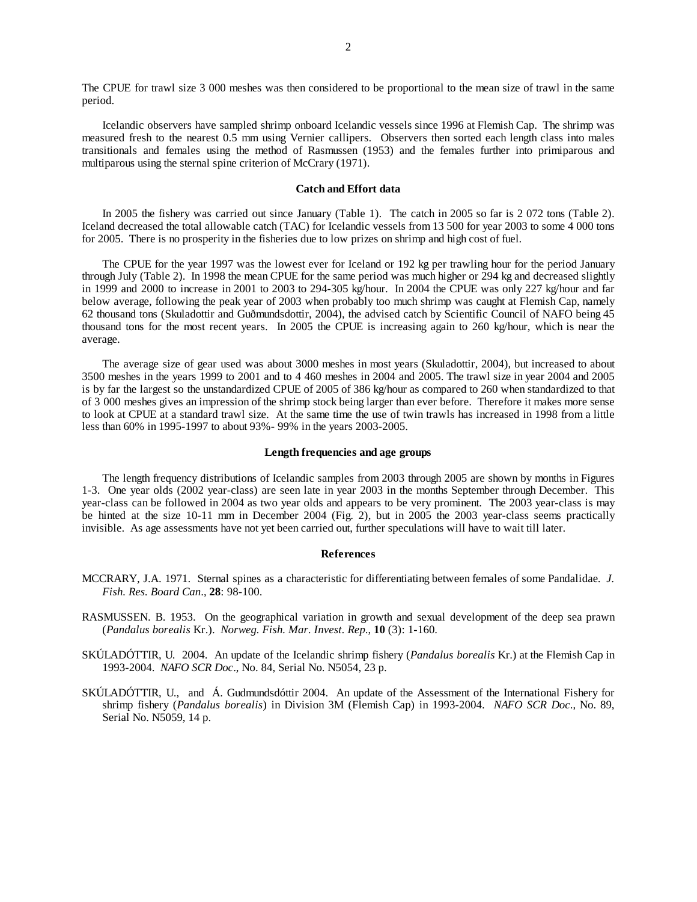The CPUE for trawl size 3 000 meshes was then considered to be proportional to the mean size of trawl in the same period.

Icelandic observers have sampled shrimp onboard Icelandic vessels since 1996 at Flemish Cap. The shrimp was measured fresh to the nearest 0.5 mm using Vernier callipers. Observers then sorted each length class into males transitionals and females using the method of Rasmussen (1953) and the females further into primiparous and multiparous using the sternal spine criterion of McCrary (1971).

## Catch and Effort data

In 2005 the fishery was carried out since January (Table 1). The catch in 2005 so far is 2 072 tons (Table 2). Iceland decreased the total allowable catch (TAC) for Icelandic vessels from 13 500 for year 2003 to some 4 000 tons for 2005. There is no prosperity in the fisheries due to low prizes on shrimp and high cost of fuel.

The CPUE for the year 1997 was the lowest ever for Iceland or 192 kg per trawling hour for the period January through July (Table 2). In 1998 the mean CPUE for the same period was much higher or 294 kg and decreased slightly in 1999 and 2000 to increase in 2001 to 2003 to 294-305 kg/hour. In 2004 the CPUE was only 227 kg/hour and far below average, following the peak year of 2003 when probably too much shrimp was caught at Flemish Cap, namely 62 thousand tons (Skuladottir and Guðmundsdottir, 2004), the advised catch by Scientific Council of NAFO being 45 thousand tons for the most recent years. In 2005 the CPUE is increasing again to 260 kg/hour, which is near the average.

The average size of gear used was about 3000 meshes in most years (Skuladottir, 2004), but increased to about 3500 meshes in the years 1999 to 2001 and to 4 460 meshes in 2004 and 2005. The trawl size in year 2004 and 2005 is by far the largest so the unstandardized CPUE of 2005 of 386 kg/hour as compared to 260 when standardized to that of 3 000 meshes gives an impression of the shrimp stock being larger than ever before. Therefore it makes more sense to look at CPUE at a standard trawl size. At the same time the use of twin trawls has increased in 1998 from a little less than 60% in 1995-1997 to about 93%- 99% in the years 2003-2005.

## Length frequencies and age groups

The length frequency distributions of Icelandic samples from 2003 through 2005 are shown by months in Figures 1-3. One year olds (2002 year-class) are seen late in year 2003 in the months September through December. This year-class can be followed in 2004 as two year olds and appears to be very prominent. The 2003 year-class is may be hinted at the size 10-11 mm in December 2004 (Fig. 2), but in 2005 the 2003 year-class seems practically invisible. As age assessments have not yet been carried out, further speculations will have to wait till later.

## References

MCCRARY, J.A. 1971. Sternal spines as a characteristic for differentiating between females of some Pandalidae. *J. Fish. Res. Board Can*., **28**: 98-100.

RASMUSSEN. B. 1953. On the geographical variation in growth and sexual development of the deep sea prawn (*Pandalus borealis* Kr.). *Norweg. Fish. Mar. Invest. Rep*., **10** (3): 1-160.

SKÚLADÓTTIR, U. 2004. An update of the Icelandic shrimp fishery (*Pandalus borealis* Kr.) at the Flemish Cap in 1993-2004. *NAFO SCR Doc*., No. 84, Serial No. N5054, 23 p.

SKÚLADÓTTIR, U., and Á. Gudmundsdóttir 2004. An update of the Assessment of the International Fishery for shrimp fishery (*Pandalus borealis*) in Division 3M (Flemish Cap) in 1993-2004. *NAFO SCR Doc*., No. 89, Serial No. N5059, 14 p.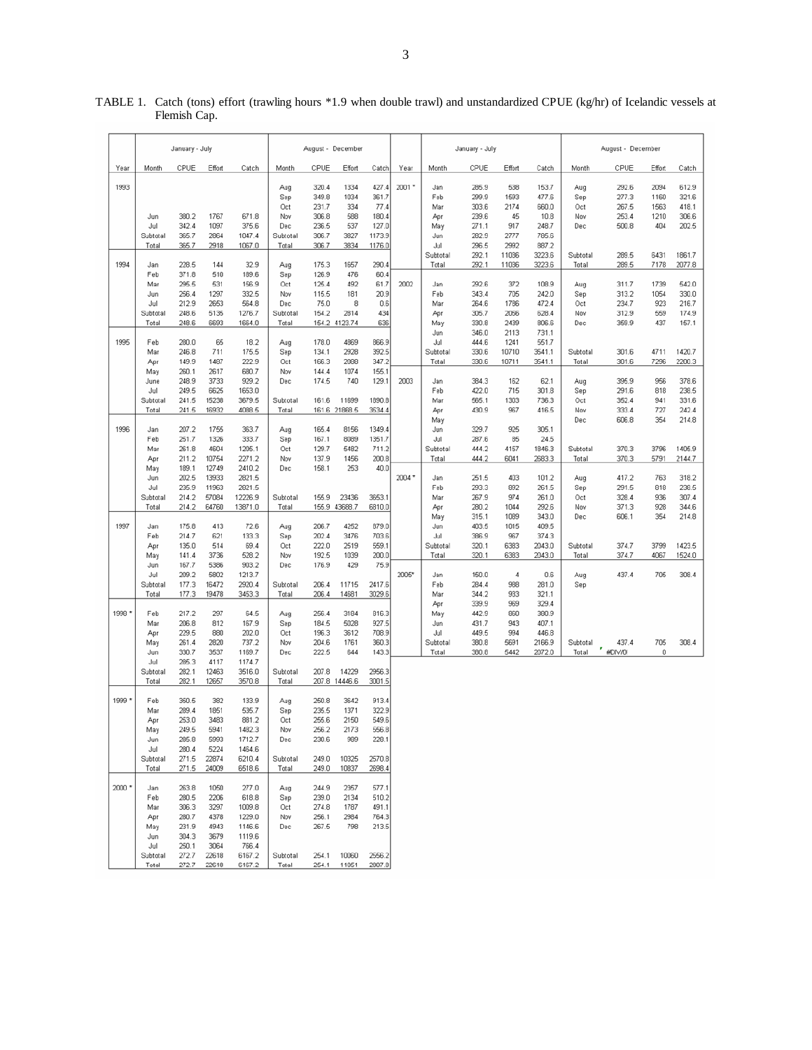TABLE 1. Catch (tons) effort (trawling hours *1.9 when double trawl) and unstandardized CPUE (kg/hr) of Icelandic vessels at Flemish Cap.

| Year | January - July | | | | August - December | | | | Year | January - July | | | | August - December | | | |
|---|---|---|---|---|---|---|---|---|---|---|---|---|---|---|---|---|---|
| | Month | CPUE | Effort | Catch | Month | CPUE | Effort | Catch | | Month | CPUE | Effort | Catch | Month | CPUE | Effort | Catch |
| 1993 | | | | | Aug | 320.4 | 1334 | 427.4 | 2001 * | Jan | 285.9 | 538 | 153.7 | Aug | 292.6 | 2094 | 612.9 |
| | | | | | Sep | 349.8 | 1034 | 361.7 | | Feb | 299.9 | 1593 | 477.6 | Sep | 277.3 | 1160 | 321.6 |
| | | | | | Oct | 231.7 | 334 | 77.4 | | Mar | 303.6 | 2174 | 660.0 | Oct | 267.5 | 1563 | 418.1 |
| | Jun | 380.2 | 1767 | 671.8 | Nov | 306.8 | 588 | 180.4 | | Apr | 239.6 | 45 | 10.8 | Nov | 253.4 | 1210 | 306.6 |
| | Jul | 342.4 | 1097 | 375.6 | Dec | 236.5 | 537 | 127.0 | | May | 271.1 | 917 | 248.7 | Dec | 500.8 | 404 | 202.5 |
| | Subtotal | 365.7 | 2864 | 1047.4 | Subtotal | 306.7 | 3827 | 1173.9 | | Jun | 282.9 | 2777 | 785.6 | | | | |
| | Total | 365.7 | 2918 | 1067.0 | Total | 306.7 | 3834 | 1176.0 | | Jul | 296.5 | 2992 | 887.2 | | | | |
| | | | | | | | | | | Subtotal | 292.1 | 11036 | 3223.6 | Subtotal | 289.5 | 6431 | 1861.7 |
| 1994 | Jan | 228.5 | 144 | 32.9 | Aug | 175.3 | 1657 | 290.4 | | Total | 292.1 | 11036 | 3223.6 | Total | 289.5 | 7178 | 2077.8 |
| | Feb | 371.8 | 510 | 189.6 | Sep | 126.9 | 476 | 60.4 | | | | | | | | | |
| | Mar | 295.5 | 531 | 156.9 | Oct | 125.4 | 492 | 61.7 | 2002 | Jan | 292.6 | 372 | 108.9 | Aug | 311.7 | 1739 | 542.0 |
| | Jun | 256.4 | 1297 | 332.5 | Nov | 115.5 | 181 | 20.9 | | Feb | 343.4 | 705 | 242.0 | Sep | 313.2 | 1054 | 330.0 |
| | Jul | 212.9 | 2653 | 564.8 | Dec | 75.0 | 8 | 0.6 | | Mar | 264.6 | 1786 | 472.4 | Oct | 234.7 | 923 | 216.7 |
| | Subtotal | 248.6 | 5135 | 1276.7 | Subtotal | 154.2 | 2814 | 434 | | Apr | 305.7 | 2056 | 628.4 | Nov | 312.9 | 559 | 174.9 |
| | Total | 248.6 | 6693 | 1664.0 | Total | 154.2 | 4123.74 | 636 | | May | 330.8 | 2439 | 806.6 | Dec | 359.9 | 437 | 157.1 |
| | | | | | | | | | | Jun | 346.0 | 2113 | 731.1 | | | | |
| 1995 | Feb | 280.0 | 65 | 18.2 | Aug | 178.0 | 4869 | 866.9 | | Jul | 444.6 | 1241 | 551.7 | | | | |
| | Mar | 246.8 | 711 | 175.5 | Sep | 134.1 | 2928 | 392.5 | | Subtotal | 330.6 | 10710 | 3541.1 | Subtotal | 301.6 | 4711 | 1420.7 |
| | Apr | 149.9 | 1487 | 222.9 | Oct | 166.3 | 2088 | 347.2 | | Total | 330.6 | 10711 | 3541.1 | Total | 301.6 | 7296 | 2200.3 |
| | May | 260.1 | 2617 | 680.7 | Nov | 144.4 | 1074 | 155.1 | | | | | | | | | |
| | June | 248.9 | 3733 | 929.2 | Dec | 174.5 | 740 | 129.1 | 2003 | Jan | 384.3 | 162 | 62.1 | Aug | 395.9 | 956 | 378.6 |
| | Jul | 249.5 | 6625 | 1653.0 | | | | | | Feb | 422.0 | 715 | 301.8 | Sep | 291.6 | 818 | 238.5 |
| | Subtotal | 241.5 | 15238 | 3679.5 | Subtotal | 161.6 | 11699 | 1890.8 | | Mar | 565.1 | 1303 | 736.3 | Oct | 352.4 | 941 | 331.6 |
| | Total | 241.5 | 16932 | 4088.5 | Total | 161.6 | 21868.5 | 3534.4 | | Apr | 430.9 | 967 | 416.5 | Nov | 333.4 | 727 | 242.4 |
| | | | | | | | | | | May | | | | Dec | 606.8 | 354 | 214.8 |
| 1996 | Jan | 207.2 | 1755 | 363.7 | Aug | 165.4 | 8156 | 1349.4 | | Jun | 329.7 | 925 | 305.1 | | | | |
| | Feb | 251.7 | 1326 | 333.7 | Sep | 167.1 | 8089 | 1351.7 | | Jul | 287.6 | 85 | 24.5 | | | | |
| | Mar | 261.8 | 4604 | 1205.1 | Oct | 129.7 | 5482 | 711.2 | | Subtotal | 444.2 | 4157 | 1846.3 | Subtotal | 370.3 | 3796 | 1405.9 |
| | Apr | 211.2 | 10754 | 2271.2 | Nov | 137.9 | 1456 | 200.8 | | Total | 444.2 | 6041 | 2683.3 | Total | 370.3 | 5791 | 2144.7 |
| | May | 189.1 | 12749 | 2410.2 | Dec | 158.1 | 253 | 40.0 | | | | | | | | | |
| | Jun | 202.5 | 13933 | 2821.5 | | | | | 2004 * | Jan | 251.5 | 403 | 101.2 | Aug | 417.2 | 763 | 318.2 |
| | Jul | 235.9 | 11963 | 2821.5 | | | | | | Feb | 293.3 | 892 | 261.5 | Sep | 291.5 | 818 | 238.5 |
| | Subtotal | 214.2 | 57084 | 12226.9 | Subtotal | 155.9 | 23436 | 3653.1 | | Mar | 267.9 | 974 | 261.0 | Oct | 328.4 | 936 | 307.4 |
| | Total | 214.2 | 64760 | 13871.0 | Total | 155.9 | 43688.7 | 6810.0 | | Apr | 280.2 | 1044 | 292.6 | Nov | 371.3 | 928 | 344.6 |
| | | | | | | | | | | May | 315.1 | 1089 | 343.0 | Dec | 606.1 | 354 | 214.8 |
| 1997 | Jan | 175.8 | 413 | 72.6 | Aug | 206.7 | 4252 | 879.0 | | Jun | 403.5 | 1015 | 409.5 | | | | |
| | Feb | 214.7 | 621 | 133.3 | Sep | 202.4 | 3476 | 703.6 | | Jul | 386.9 | 967 | 374.3 | | | | |
| | Apr | 135.0 | 514 | 69.4 | Oct | 222.0 | 2519 | 559.1 | | Subtotal | 320.1 | 6383 | 2043.0 | Subtotal | 374.7 | 3799 | 1423.5 |
| | May | 141.4 | 3736 | 528.2 | Nov | 192.5 | 1039 | 200.0 | | Total | 320.1 | 6383 | 2043.0 | Total | 374.7 | 4067 | 1524.0 |
| | Jun | 167.7 | 5386 | 903.2 | Dec | 176.9 | 429 | 75.9 | | | | | | | | | |
| | Jul | 209.2 | 5802 | 1213.7 | | | | | 2005* | Jan | 150.0 | 4 | 0.6 | Aug | 437.4 | 705 | 308.4 |
| | Subtotal | 177.3 | 16472 | 2920.4 | Subtotal | 206.4 | 11715 | 2417.6 | | Feb | 284.4 | 988 | 281.0 | Sep | | | |
| | Total | 177.3 | 19478 | 3453.3 | Total | 206.4 | 14681 | 3029.6 | | Mar | 344.2 | 933 | 321.1 | | | | |
| | | | | | | | | | | Apr | 339.9 | 969 | 329.4 | | | | |
| 1998 * | Feb | 217.2 | 297 | 64.5 | Aug | 256.4 | 3184 | 816.3 | | May | 442.9 | 860 | 380.9 | | | | |
| | Mar | 206.8 | 812 | 167.9 | Sep | 184.5 | 5028 | 927.5 | | Jun | 431.7 | 943 | 407.1 | | | | |
| | Apr | 229.5 | 880 | 202.0 | Oct | 196.3 | 3612 | 708.9 | | Jul | 449.5 | 994 | 446.8 | | | | |
| | May | 261.4 | 2820 | 737.2 | Nov | 204.6 | 1761 | 360.3 | | Subtotal | 380.8 | 5691 | 2166.9 | Subtotal | 437.4 | 705 | 308.4 |
| | Jun | 330.7 | 3537 | 1169.7 | Dec | 222.5 | 644 | 143.3 | | Total | 380.8 | 5442 | 2072.0 | Total | #DIV/0! | 0 | |
| | Jul | 285.3 | 4117 | 1174.7 | | | | | | | | | | | | | |
| | Subtotal | 282.1 | 12463 | 3516.0 | Subtotal | 207.8 | 14229 | 2956.3 | | | | | | | | | |
| | Total | 282.1 | 12657 | 3570.8 | Total | 207.8 | 14446.6 | 3001.5 | | | | | | | | | |
| | | | | | | | | | | | | | | | | | |
| 1999 * | Feb | 350.5 | 382 | 133.9 | Aug | 250.8 | 3642 | 913.4 | | | | | | | | | |
| | Mar | 289.4 | 1851 | 535.7 | Sep | 235.5 | 1371 | 322.9 | | | | | | | | | |
| | Apr | 253.0 | 3483 | 881.2 | Oct | 255.6 | 2150 | 549.6 | | | | | | | | | |
| | May | 249.5 | 5941 | 1482.3 | Nov | 256.2 | 2173 | 556.8 | | | | | | | | | |
| | Jun | 285.8 | 5993 | 1712.7 | Dec | 230.6 | 989 | 228.1 | | | | | | | | | |
| | Jul | 280.4 | 5224 | 1464.6 | | | | | | | | | | | | | |
| | Subtotal | 271.5 | 22874 | 6210.4 | Subtotal | 249.0 | 10325 | 2570.8 | | | | | | | | | |
| | Total | 271.5 | 24009 | 6518.6 | Total | 249.0 | 10837 | 2698.4 | | | | | | | | | |
| | | | | | | | | | | | | | | | | | |
| 2000 * | Jan | 263.8 | 1050 | 277.0 | Aug | 244.9 | 2357 | 577.1 | | | | | | | | | |
| | Feb | 280.5 | 2206 | 618.8 | Sep | 239.0 | 2134 | 510.2 | | | | | | | | | |
| | Mar | 306.3 | 3297 | 1009.8 | Oct | 274.8 | 1787 | 491.1 | | | | | | | | | |
| | Apr | 280.7 | 4378 | 1229.0 | Nov | 256.1 | 2984 | 764.3 | | | | | | | | | |
| | May | 231.9 | 4943 | 1146.6 | Dec | 267.5 | 798 | 213.5 | | | | | | | | | |
| | Jun | 304.3 | 3679 | 1119.6 | | | | | | | | | | | | | |
| | Jul | 250.1 | 3064 | 766.4 | | | | | | | | | | | | | |
| | Subtotal | 272.7 | 22618 | 6167.2 | Subtotal | 254.1 | 10060 | 2556.2 | | | | | | | | | |
| | Total | 272.7 | 22618 | 6167.2 | Total | 254.1 | 11051 | 2807.8 | | | | | | | | | |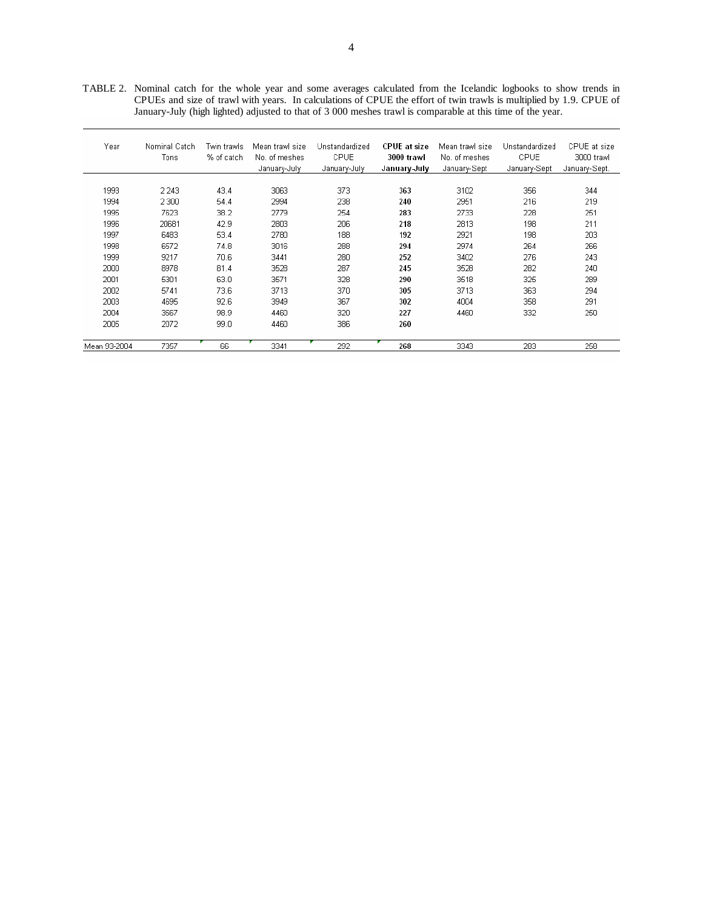TABLE 2. Nominal catch for the whole year and some averages calculated from the Icelandic logbooks to show trends in CPUEs and size of trawl with years. In calculations of CPUE the effort of twin trawls is multiplied by 1.9. CPUE of January-July (high lighted) adjusted to that of 3 000 meshes trawl is comparable at this time of the year.

| Year | Nominal Catch Tons | Twin trawls % of catch | Mean trawl size No. of meshes January-July | Unstandardized CPUE January-July | **CPUE at size 3000 trawl January-July** | Mean trawl size No. of meshes January-Sept | Unstandardized CPUE January-Sept | CPUE at size 3000 trawl January-Sept. |
|---|---|---|---|---|---|---|---|---|
| 1993 | 2 243 | 43.4 | 3063 | 373 | **363** | 3102 | 356 | 344 |
| 1994 | 2 300 | 54.4 | 2994 | 238 | **240** | 2951 | 216 | 219 |
| 1995 | 7623 | 38.2 | 2779 | 254 | **283** | 2733 | 228 | 251 |
| 1996 | 20681 | 42.9 | 2803 | 206 | **218** | 2813 | 198 | 211 |
| 1997 | 6483 | 53.4 | 2780 | 188 | **192** | 2921 | 198 | 203 |
| 1998 | 6572 | 74.8 | 3016 | 288 | **294** | 2974 | 264 | 266 |
| 1999 | 9217 | 70.6 | 3441 | 280 | **252** | 3402 | 276 | 243 |
| 2000 | 8978 | 81.4 | 3528 | 287 | **245** | 3528 | 282 | 240 |
| 2001 | 5301 | 63.0 | 3571 | 328 | **290** | 3518 | 325 | 289 |
| 2002 | 5741 | 73.6 | 3713 | 370 | **305** | 3713 | 363 | 294 |
| 2003 | 4695 | 92.6 | 3949 | 367 | **302** | 4004 | 358 | 291 |
| 2004 | 3567 | 98.9 | 4460 | 320 | **227** | 4460 | 332 | 250 |
| 2005 | 2072 | 99.0 | 4460 | 386 | **260** | | | |
| Mean 93-2004 | 7357 | 66 | 3341 | 292 | **268** | 3343 | 283 | 258 |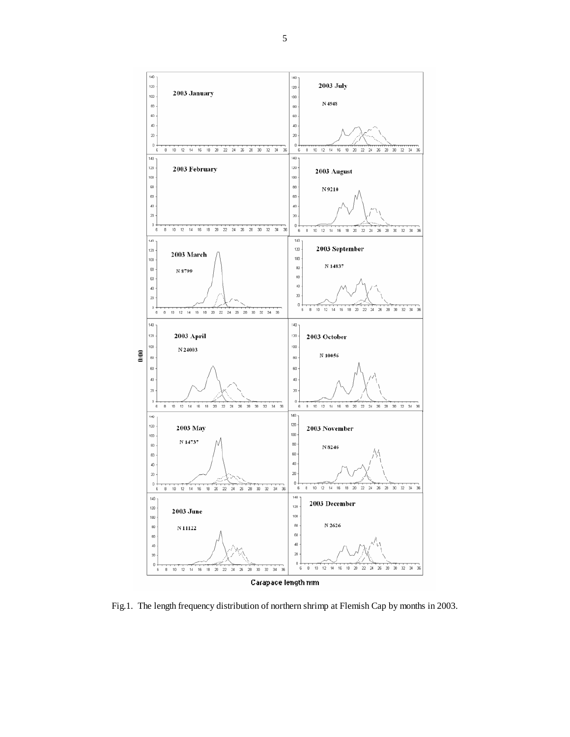Fig.1. The length frequency distribution of northern shrimp at Flemish Cap by months in 2003.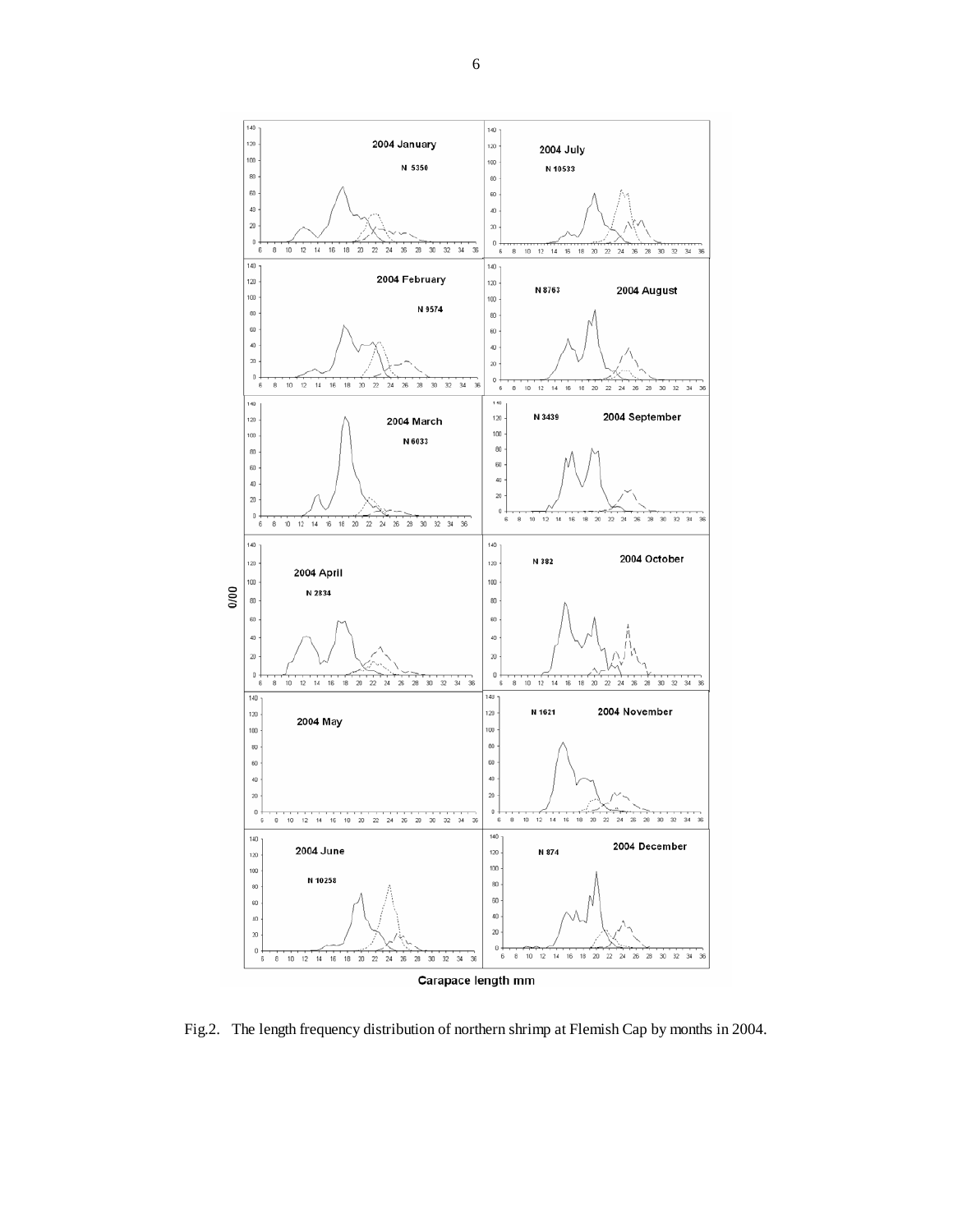Fig.2. The length frequency distribution of northern shrimp at Flemish Cap by months in 2004.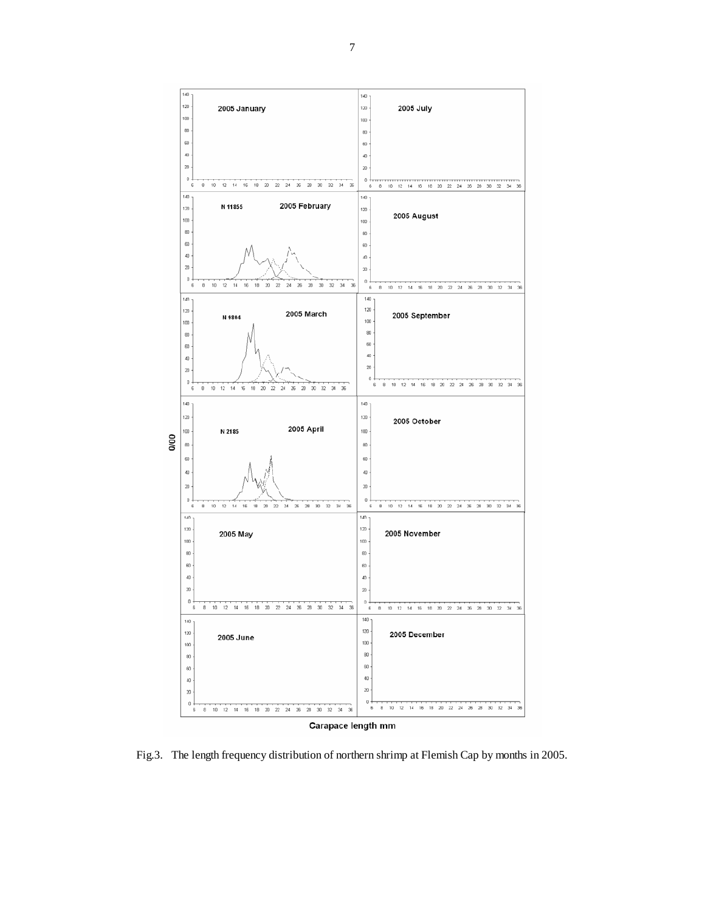2005 January

2005 July

N 11855

2005 February

2005 August

N 9804

2005 March

2005 September

N 2185

2005 April

2005 October

2005 May

2005 November

2005 June

2005 December

0/00

Carapace length mm

Fig.3. The length frequency distribution of northern shrimp at Flemish Cap by months in 2005.